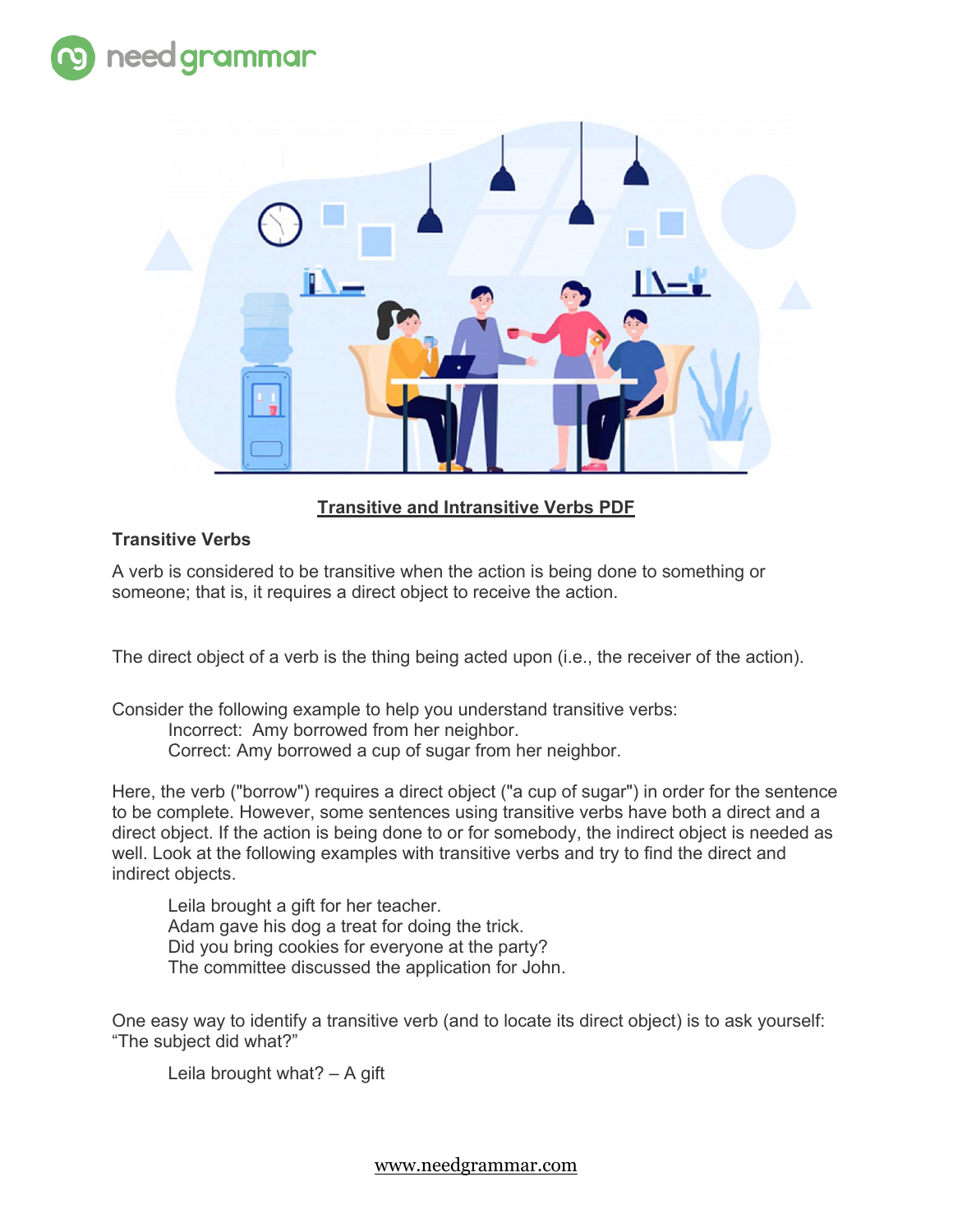## Transitive and Intransitive Verbs PDF

### Transitive Verbs

A verb is considered to be transitive when the action is being done to something or someone; that is, it requires a direct object to receive the action.

The direct object of a verb is the thing being acted upon (i.e., the receiver of the action).

Consider the following example to help you understand transitive verbs:

> Incorrect: Amy borrowed from her neighbor.
> Correct: Amy borrowed a cup of sugar from her neighbor.

Here, the verb ("borrow") requires a direct object ("a cup of sugar") in order for the sentence to be complete. However, some sentences using transitive verbs have both a direct and a direct object. If the action is being done to or for somebody, the indirect object is needed as well. Look at the following examples with transitive verbs and try to find the direct and indirect objects.

> Leila brought a gift for her teacher.
> Adam gave his dog a treat for doing the trick.
> Did you bring cookies for everyone at the party?
> The committee discussed the application for John.

One easy way to identify a transitive verb (and to locate its direct object) is to ask yourself: "The subject did what?"

> Leila brought what? – A gift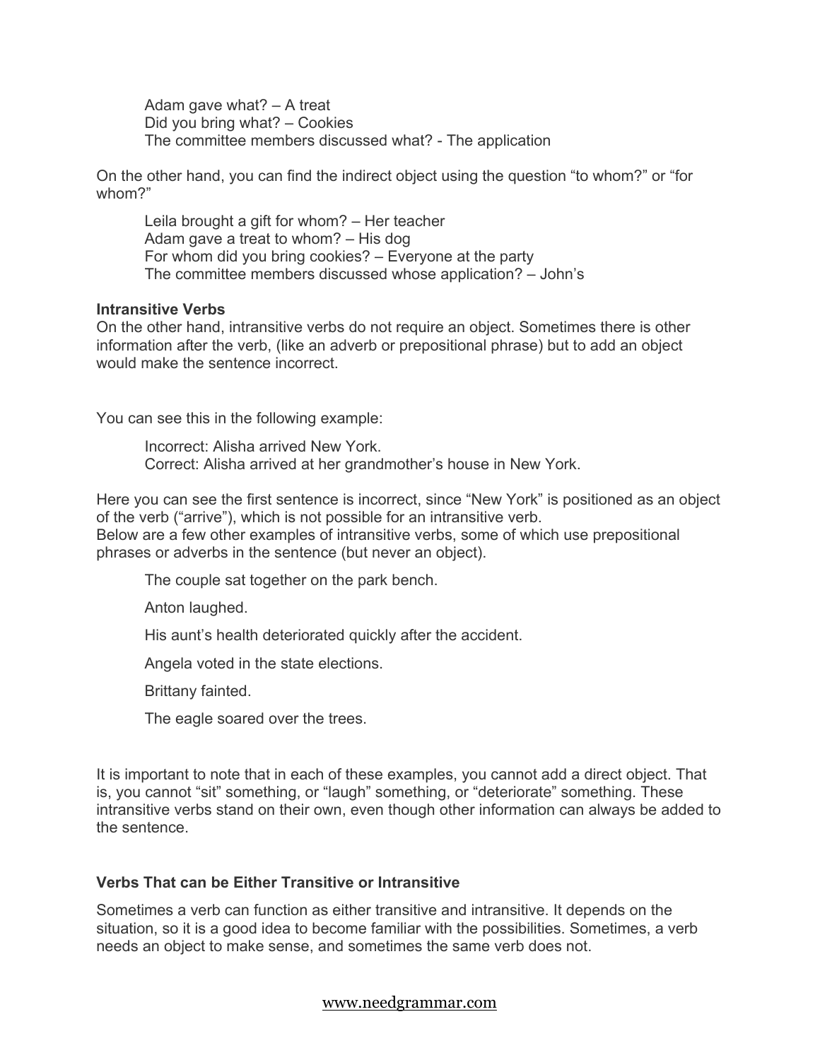Adam gave what? – A treat  
Did you bring what? – Cookies  
The committee members discussed what? - The application

On the other hand, you can find the indirect object using the question "to whom?" or "for whom?"

Leila brought a gift for whom? – Her teacher  
Adam gave a treat to whom? – His dog  
For whom did you bring cookies? – Everyone at the party  
The committee members discussed whose application? – John's

**Intransitive Verbs**

On the other hand, intransitive verbs do not require an object. Sometimes there is other information after the verb, (like an adverb or prepositional phrase) but to add an object would make the sentence incorrect.

You can see this in the following example:

Incorrect: Alisha arrived New York.  
Correct: Alisha arrived at her grandmother's house in New York.

Here you can see the first sentence is incorrect, since "New York" is positioned as an object of the verb ("arrive"), which is not possible for an intransitive verb.
Below are a few other examples of intransitive verbs, some of which use prepositional phrases or adverbs in the sentence (but never an object).

The couple sat together on the park bench.

Anton laughed.

His aunt's health deteriorated quickly after the accident.

Angela voted in the state elections.

Brittany fainted.

The eagle soared over the trees.

It is important to note that in each of these examples, you cannot add a direct object. That is, you cannot "sit" something, or "laugh" something, or "deteriorate" something. These intransitive verbs stand on their own, even though other information can always be added to the sentence.

**Verbs That can be Either Transitive or Intransitive**

Sometimes a verb can function as either transitive and intransitive. It depends on the situation, so it is a good idea to become familiar with the possibilities. Sometimes, a verb needs an object to make sense, and sometimes the same verb does not.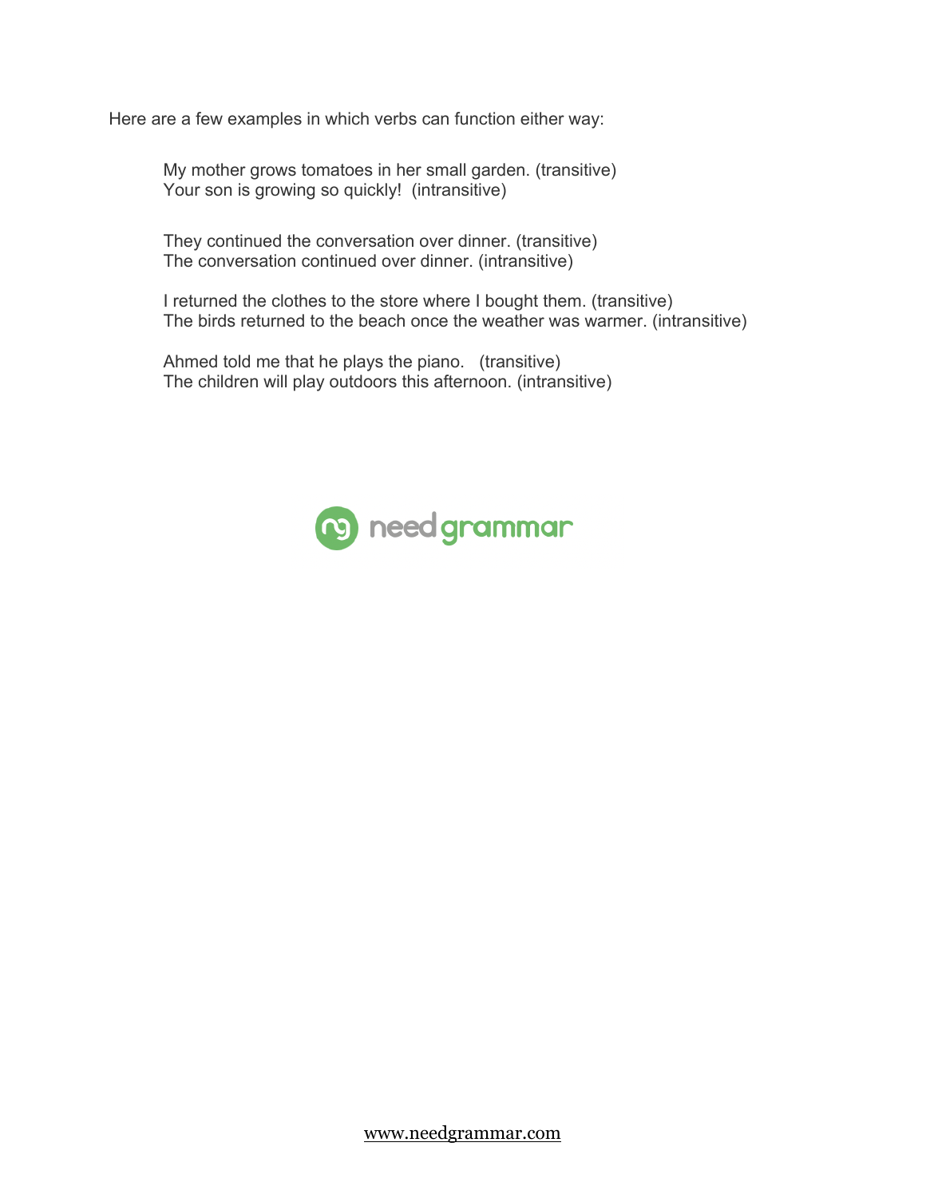Here are a few examples in which verbs can function either way:

> My mother grows tomatoes in her small garden. (transitive)
> Your son is growing so quickly! (intransitive)
>
> They continued the conversation over dinner. (transitive)
> The conversation continued over dinner. (intransitive)
>
> I returned the clothes to the store where I bought them. (transitive)
> The birds returned to the beach once the weather was warmer. (intransitive)
>
> Ahmed told me that he plays the piano. (transitive)
> The children will play outdoors this afternoon. (intransitive)

needgrammar

www.needgrammar.com